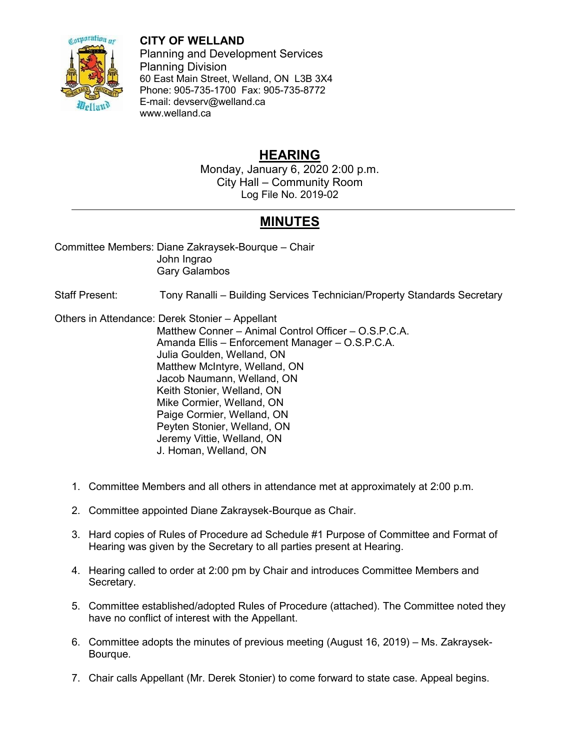**CITY OF WELLAND**
Planning and Development Services
Planning Division
60 East Main Street, Welland, ON L3B 3X4
Phone: 905-735-1700 Fax: 905-735-8772
E-mail: devserv@welland.ca
www.welland.ca

# HEARING

Monday, January 6, 2020 2:00 p.m.
City Hall – Community Room
Log File No. 2019-02

---

# MINUTES

Committee Members: Diane Zakraysek-Bourque – Chair
John Ingrao
Gary Galambos

Staff Present: Tony Ranalli – Building Services Technician/Property Standards Secretary

Others in Attendance: Derek Stonier – Appellant
Matthew Conner – Animal Control Officer – O.S.P.C.A.
Amanda Ellis – Enforcement Manager – O.S.P.C.A.
Julia Goulden, Welland, ON
Matthew McIntyre, Welland, ON
Jacob Naumann, Welland, ON
Keith Stonier, Welland, ON
Mike Cormier, Welland, ON
Paige Cormier, Welland, ON
Peyten Stonier, Welland, ON
Jeremy Vittie, Welland, ON
J. Homan, Welland, ON

1. Committee Members and all others in attendance met at approximately at 2:00 p.m.
2. Committee appointed Diane Zakraysek-Bourque as Chair.
3. Hard copies of Rules of Procedure ad Schedule #1 Purpose of Committee and Format of Hearing was given by the Secretary to all parties present at Hearing.
4. Hearing called to order at 2:00 pm by Chair and introduces Committee Members and Secretary.
5. Committee established/adopted Rules of Procedure (attached). The Committee noted they have no conflict of interest with the Appellant.
6. Committee adopts the minutes of previous meeting (August 16, 2019) – Ms. Zakraysek-Bourque.
7. Chair calls Appellant (Mr. Derek Stonier) to come forward to state case. Appeal begins.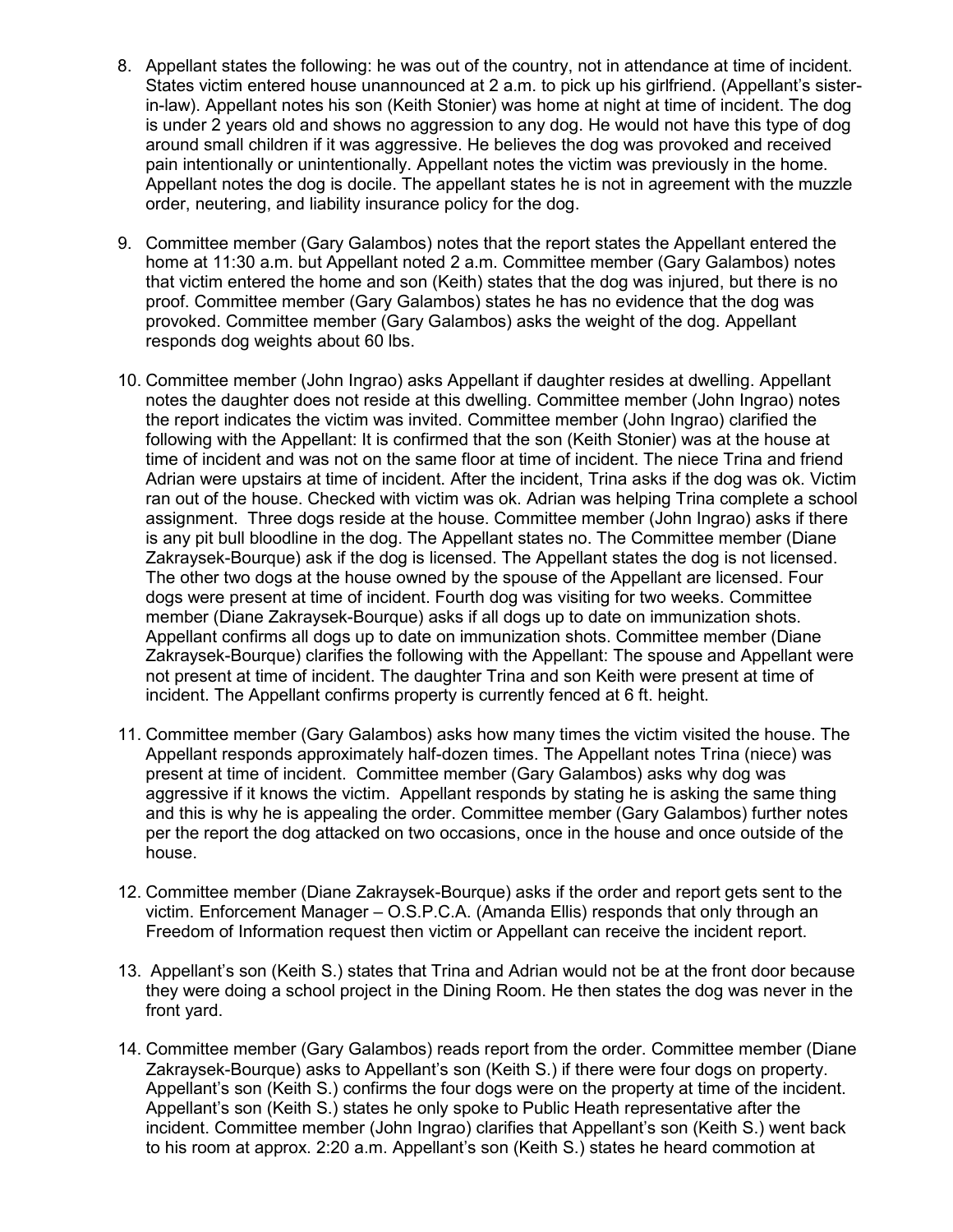8. Appellant states the following: he was out of the country, not in attendance at time of incident. States victim entered house unannounced at 2 a.m. to pick up his girlfriend. (Appellant's sister-in-law). Appellant notes his son (Keith Stonier) was home at night at time of incident. The dog is under 2 years old and shows no aggression to any dog. He would not have this type of dog around small children if it was aggressive. He believes the dog was provoked and received pain intentionally or unintentionally. Appellant notes the victim was previously in the home. Appellant notes the dog is docile. The appellant states he is not in agreement with the muzzle order, neutering, and liability insurance policy for the dog.

9. Committee member (Gary Galambos) notes that the report states the Appellant entered the home at 11:30 a.m. but Appellant noted 2 a.m. Committee member (Gary Galambos) notes that victim entered the home and son (Keith) states that the dog was injured, but there is no proof. Committee member (Gary Galambos) states he has no evidence that the dog was provoked. Committee member (Gary Galambos) asks the weight of the dog. Appellant responds dog weights about 60 lbs.

10. Committee member (John Ingrao) asks Appellant if daughter resides at dwelling. Appellant notes the daughter does not reside at this dwelling. Committee member (John Ingrao) notes the report indicates the victim was invited. Committee member (John Ingrao) clarified the following with the Appellant: It is confirmed that the son (Keith Stonier) was at the house at time of incident and was not on the same floor at time of incident. The niece Trina and friend Adrian were upstairs at time of incident. After the incident, Trina asks if the dog was ok. Victim ran out of the house. Checked with victim was ok. Adrian was helping Trina complete a school assignment. Three dogs reside at the house. Committee member (John Ingrao) asks if there is any pit bull bloodline in the dog. The Appellant states no. The Committee member (Diane Zakraysek-Bourque) ask if the dog is licensed. The Appellant states the dog is not licensed. The other two dogs at the house owned by the spouse of the Appellant are licensed. Four dogs were present at time of incident. Fourth dog was visiting for two weeks. Committee member (Diane Zakraysek-Bourque) asks if all dogs up to date on immunization shots. Appellant confirms all dogs up to date on immunization shots. Committee member (Diane Zakraysek-Bourque) clarifies the following with the Appellant: The spouse and Appellant were not present at time of incident. The daughter Trina and son Keith were present at time of incident. The Appellant confirms property is currently fenced at 6 ft. height.

11. Committee member (Gary Galambos) asks how many times the victim visited the house. The Appellant responds approximately half-dozen times. The Appellant notes Trina (niece) was present at time of incident. Committee member (Gary Galambos) asks why dog was aggressive if it knows the victim. Appellant responds by stating he is asking the same thing and this is why he is appealing the order. Committee member (Gary Galambos) further notes per the report the dog attacked on two occasions, once in the house and once outside of the house.

12. Committee member (Diane Zakraysek-Bourque) asks if the order and report gets sent to the victim. Enforcement Manager – O.S.P.C.A. (Amanda Ellis) responds that only through an Freedom of Information request then victim or Appellant can receive the incident report.

13. Appellant's son (Keith S.) states that Trina and Adrian would not be at the front door because they were doing a school project in the Dining Room. He then states the dog was never in the front yard.

14. Committee member (Gary Galambos) reads report from the order. Committee member (Diane Zakraysek-Bourque) asks to Appellant's son (Keith S.) if there were four dogs on property. Appellant's son (Keith S.) confirms the four dogs were on the property at time of the incident. Appellant's son (Keith S.) states he only spoke to Public Heath representative after the incident. Committee member (John Ingrao) clarifies that Appellant's son (Keith S.) went back to his room at approx. 2:20 a.m. Appellant's son (Keith S.) states he heard commotion at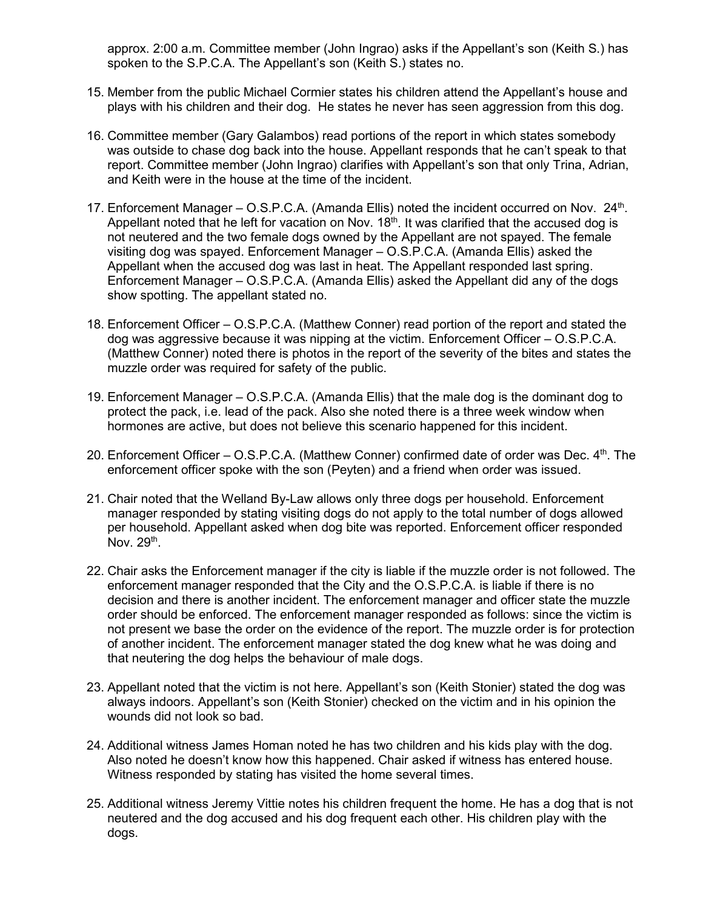approx. 2:00 a.m. Committee member (John Ingrao) asks if the Appellant's son (Keith S.) has spoken to the S.P.C.A. The Appellant's son (Keith S.) states no.

15. Member from the public Michael Cormier states his children attend the Appellant's house and plays with his children and their dog. He states he never has seen aggression from this dog.

16. Committee member (Gary Galambos) read portions of the report in which states somebody was outside to chase dog back into the house. Appellant responds that he can't speak to that report. Committee member (John Ingrao) clarifies with Appellant's son that only Trina, Adrian, and Keith were in the house at the time of the incident.

17. Enforcement Manager – O.S.P.C.A. (Amanda Ellis) noted the incident occurred on Nov. 24th. Appellant noted that he left for vacation on Nov. 18th. It was clarified that the accused dog is not neutered and the two female dogs owned by the Appellant are not spayed. The female visiting dog was spayed. Enforcement Manager – O.S.P.C.A. (Amanda Ellis) asked the Appellant when the accused dog was last in heat. The Appellant responded last spring. Enforcement Manager – O.S.P.C.A. (Amanda Ellis) asked the Appellant did any of the dogs show spotting. The appellant stated no.

18. Enforcement Officer – O.S.P.C.A. (Matthew Conner) read portion of the report and stated the dog was aggressive because it was nipping at the victim. Enforcement Officer – O.S.P.C.A. (Matthew Conner) noted there is photos in the report of the severity of the bites and states the muzzle order was required for safety of the public.

19. Enforcement Manager – O.S.P.C.A. (Amanda Ellis) that the male dog is the dominant dog to protect the pack, i.e. lead of the pack. Also she noted there is a three week window when hormones are active, but does not believe this scenario happened for this incident.

20. Enforcement Officer – O.S.P.C.A. (Matthew Conner) confirmed date of order was Dec. 4th. The enforcement officer spoke with the son (Peyten) and a friend when order was issued.

21. Chair noted that the Welland By-Law allows only three dogs per household. Enforcement manager responded by stating visiting dogs do not apply to the total number of dogs allowed per household. Appellant asked when dog bite was reported. Enforcement officer responded Nov. 29th.

22. Chair asks the Enforcement manager if the city is liable if the muzzle order is not followed. The enforcement manager responded that the City and the O.S.P.C.A. is liable if there is no decision and there is another incident. The enforcement manager and officer state the muzzle order should be enforced. The enforcement manager responded as follows: since the victim is not present we base the order on the evidence of the report. The muzzle order is for protection of another incident. The enforcement manager stated the dog knew what he was doing and that neutering the dog helps the behaviour of male dogs.

23. Appellant noted that the victim is not here. Appellant's son (Keith Stonier) stated the dog was always indoors. Appellant's son (Keith Stonier) checked on the victim and in his opinion the wounds did not look so bad.

24. Additional witness James Homan noted he has two children and his kids play with the dog. Also noted he doesn't know how this happened. Chair asked if witness has entered house. Witness responded by stating has visited the home several times.

25. Additional witness Jeremy Vittie notes his children frequent the home. He has a dog that is not neutered and the dog accused and his dog frequent each other. His children play with the dogs.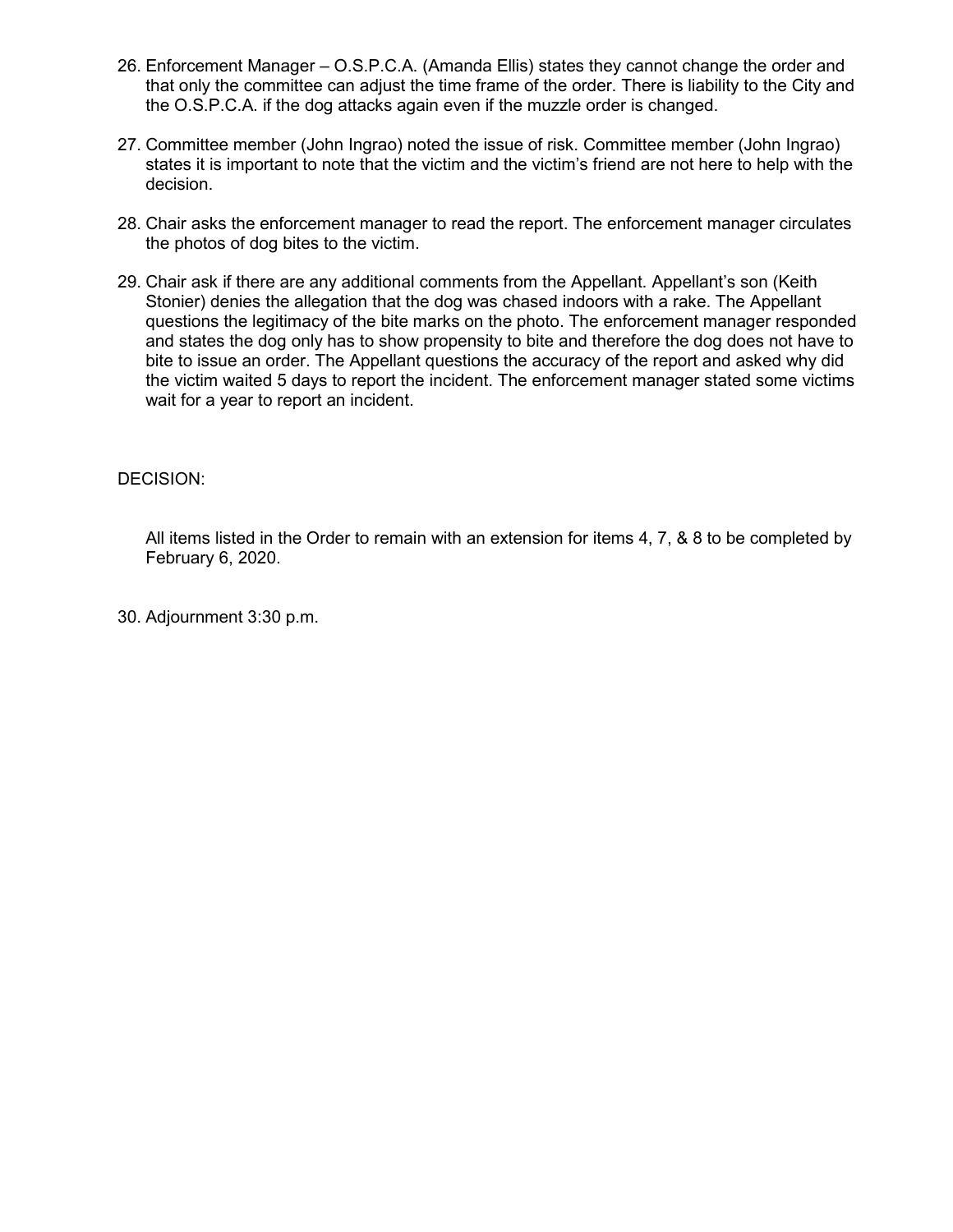26. Enforcement Manager – O.S.P.C.A. (Amanda Ellis) states they cannot change the order and that only the committee can adjust the time frame of the order. There is liability to the City and the O.S.P.C.A. if the dog attacks again even if the muzzle order is changed.

27. Committee member (John Ingrao) noted the issue of risk. Committee member (John Ingrao) states it is important to note that the victim and the victim's friend are not here to help with the decision.

28. Chair asks the enforcement manager to read the report. The enforcement manager circulates the photos of dog bites to the victim.

29. Chair ask if there are any additional comments from the Appellant. Appellant's son (Keith Stonier) denies the allegation that the dog was chased indoors with a rake. The Appellant questions the legitimacy of the bite marks on the photo. The enforcement manager responded and states the dog only has to show propensity to bite and therefore the dog does not have to bite to issue an order. The Appellant questions the accuracy of the report and asked why did the victim waited 5 days to report the incident. The enforcement manager stated some victims wait for a year to report an incident.

DECISION:

All items listed in the Order to remain with an extension for items 4, 7, & 8 to be completed by February 6, 2020.

30. Adjournment 3:30 p.m.